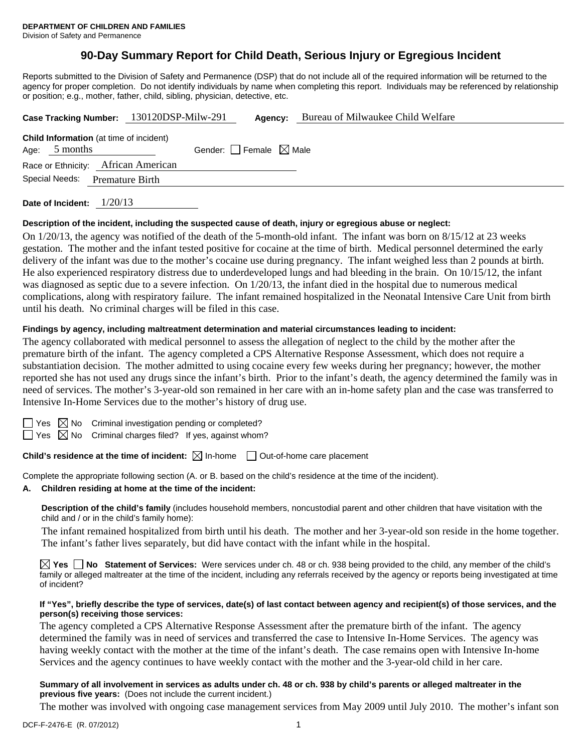**DEPARTMENT OF CHILDREN AND FAMILIES**
Division of Safety and Permanence

# 90-Day Summary Report for Child Death, Serious Injury or Egregious Incident

Reports submitted to the Division of Safety and Permanence (DSP) that do not include all of the required information will be returned to the agency for proper completion. Do not identify individuals by name when completing this report. Individuals may be referenced by relationship or position; e.g., mother, father, child, sibling, physician, detective, etc.

**Case Tracking Number:** 130120DSP-Milw-291 **Agency:** Bureau of Milwaukee Child Welfare

**Child Information** (at time of incident)
Age: 5 months Gender: ☐ Female ☒ Male
Race or Ethnicity: African American
Special Needs: Premature Birth

**Date of Incident:** 1/20/13

**Description of the incident, including the suspected cause of death, injury or egregious abuse or neglect:**

On 1/20/13, the agency was notified of the death of the 5-month-old infant. The infant was born on 8/15/12 at 23 weeks gestation. The mother and the infant tested positive for cocaine at the time of birth. Medical personnel determined the early delivery of the infant was due to the mother's cocaine use during pregnancy. The infant weighed less than 2 pounds at birth. He also experienced respiratory distress due to underdeveloped lungs and had bleeding in the brain. On 10/15/12, the infant was diagnosed as septic due to a severe infection. On 1/20/13, the infant died in the hospital due to numerous medical complications, along with respiratory failure. The infant remained hospitalized in the Neonatal Intensive Care Unit from birth until his death. No criminal charges will be filed in this case.

**Findings by agency, including maltreatment determination and material circumstances leading to incident:**

The agency collaborated with medical personnel to assess the allegation of neglect to the child by the mother after the premature birth of the infant. The agency completed a CPS Alternative Response Assessment, which does not require a substantiation decision. The mother admitted to using cocaine every few weeks during her pregnancy; however, the mother reported she has not used any drugs since the infant's birth. Prior to the infant's death, the agency determined the family was in need of services. The mother's 3-year-old son remained in her care with an in-home safety plan and the case was transferred to Intensive In-Home Services due to the mother's history of drug use.

☐ Yes ☒ No Criminal investigation pending or completed?
☐ Yes ☒ No Criminal charges filed? If yes, against whom?

**Child's residence at the time of incident:** ☒ In-home ☐ Out-of-home care placement

Complete the appropriate following section (A. or B. based on the child's residence at the time of the incident).

**A. Children residing at home at the time of the incident:**

**Description of the child's family** (includes household members, noncustodial parent and other children that have visitation with the child and / or in the child's family home):

The infant remained hospitalized from birth until his death. The mother and her 3-year-old son reside in the home together. The infant's father lives separately, but did have contact with the infant while in the hospital.

☒ **Yes** ☐ **No Statement of Services:** Were services under ch. 48 or ch. 938 being provided to the child, any member of the child's family or alleged maltreater at the time of the incident, including any referrals received by the agency or reports being investigated at time of incident?

**If "Yes", briefly describe the type of services, date(s) of last contact between agency and recipient(s) of those services, and the person(s) receiving those services:**

The agency completed a CPS Alternative Response Assessment after the premature birth of the infant. The agency determined the family was in need of services and transferred the case to Intensive In-Home Services. The agency was having weekly contact with the mother at the time of the infant's death. The case remains open with Intensive In-home Services and the agency continues to have weekly contact with the mother and the 3-year-old child in her care.

**Summary of all involvement in services as adults under ch. 48 or ch. 938 by child's parents or alleged maltreater in the previous five years:** (Does not include the current incident.)

The mother was involved with ongoing case management services from May 2009 until July 2010. The mother's infant son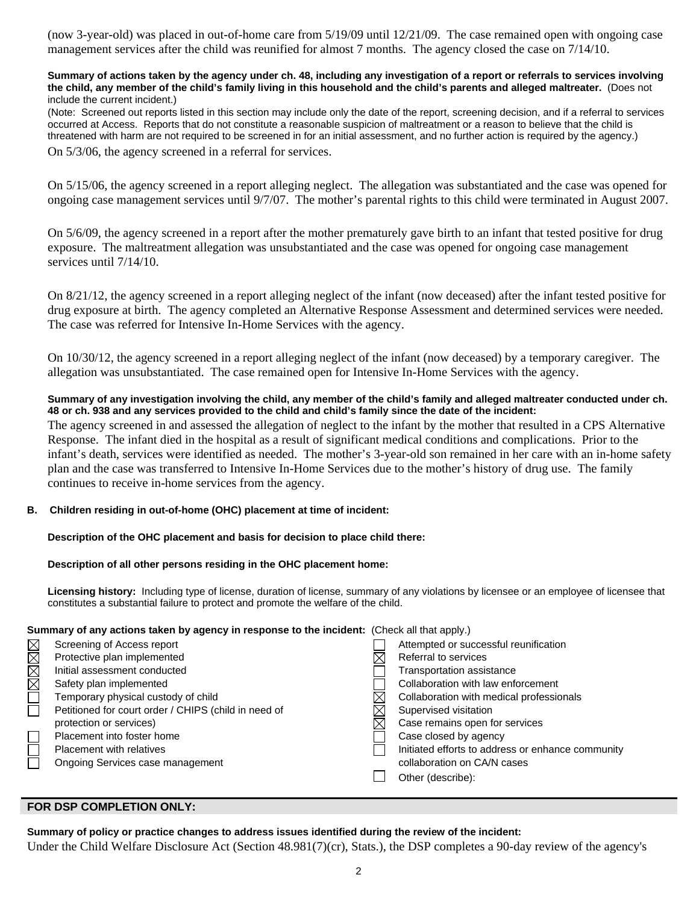(now 3-year-old) was placed in out-of-home care from 5/19/09 until 12/21/09. The case remained open with ongoing case management services after the child was reunified for almost 7 months. The agency closed the case on 7/14/10.

**Summary of actions taken by the agency under ch. 48, including any investigation of a report or referrals to services involving the child, any member of the child's family living in this household and the child's parents and alleged maltreater.** (Does not include the current incident.)

(Note: Screened out reports listed in this section may include only the date of the report, screening decision, and if a referral to services occurred at Access. Reports that do not constitute a reasonable suspicion of maltreatment or a reason to believe that the child is threatened with harm are not required to be screened in for an initial assessment, and no further action is required by the agency.)

On 5/3/06, the agency screened in a referral for services.

On 5/15/06, the agency screened in a report alleging neglect. The allegation was substantiated and the case was opened for ongoing case management services until 9/7/07. The mother's parental rights to this child were terminated in August 2007.

On 5/6/09, the agency screened in a report after the mother prematurely gave birth to an infant that tested positive for drug exposure. The maltreatment allegation was unsubstantiated and the case was opened for ongoing case management services until 7/14/10.

On 8/21/12, the agency screened in a report alleging neglect of the infant (now deceased) after the infant tested positive for drug exposure at birth. The agency completed an Alternative Response Assessment and determined services were needed. The case was referred for Intensive In-Home Services with the agency.

On 10/30/12, the agency screened in a report alleging neglect of the infant (now deceased) by a temporary caregiver. The allegation was unsubstantiated. The case remained open for Intensive In-Home Services with the agency.

**Summary of any investigation involving the child, any member of the child's family and alleged maltreater conducted under ch. 48 or ch. 938 and any services provided to the child and child's family since the date of the incident:**

The agency screened in and assessed the allegation of neglect to the infant by the mother that resulted in a CPS Alternative Response. The infant died in the hospital as a result of significant medical conditions and complications. Prior to the infant's death, services were identified as needed. The mother's 3-year-old son remained in her care with an in-home safety plan and the case was transferred to Intensive In-Home Services due to the mother's history of drug use. The family continues to receive in-home services from the agency.

**B. Children residing in out-of-home (OHC) placement at time of incident:**

**Description of the OHC placement and basis for decision to place child there:**

**Description of all other persons residing in the OHC placement home:**

**Licensing history:** Including type of license, duration of license, summary of any violations by licensee or an employee of licensee that constitutes a substantial failure to protect and promote the welfare of the child.

**Summary of any actions taken by agency in response to the incident:** (Check all that apply.)

- [x] Screening of Access report
- [x] Protective plan implemented
- [x] Initial assessment conducted
- [x] Safety plan implemented
- [ ] Temporary physical custody of child
- [ ] Petitioned for court order / CHIPS (child in need of protection or services)
- [ ] Placement into foster home
- [ ] Placement with relatives
- [ ] Ongoing Services case management
- [ ] Attempted or successful reunification
- [x] Referral to services
- [ ] Transportation assistance
- [ ] Collaboration with law enforcement
- [x] Collaboration with medical professionals
- [x] Supervised visitation
- [x] Case remains open for services
- [ ] Case closed by agency
- [ ] Initiated efforts to address or enhance community collaboration on CA/N cases
- [ ] Other (describe):

## FOR DSP COMPLETION ONLY:

**Summary of policy or practice changes to address issues identified during the review of the incident:**

Under the Child Welfare Disclosure Act (Section 48.981(7)(cr), Stats.), the DSP completes a 90-day review of the agency's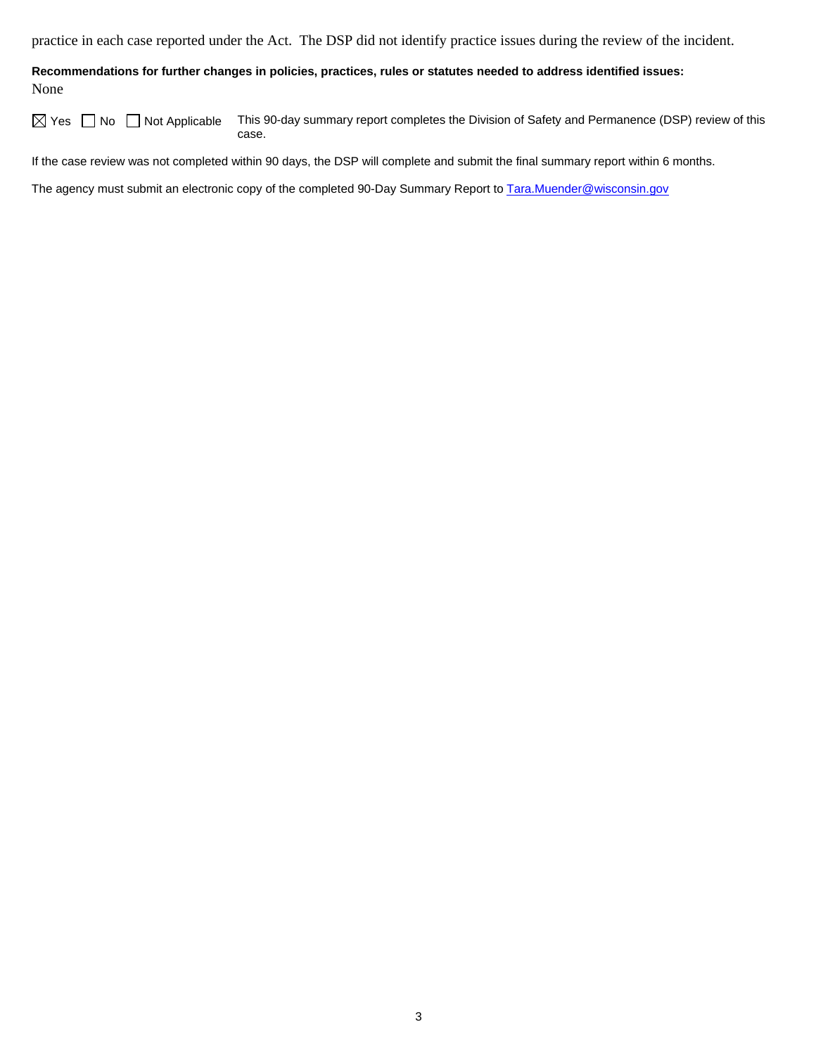practice in each case reported under the Act. The DSP did not identify practice issues during the review of the incident.

**Recommendations for further changes in policies, practices, rules or statutes needed to address identified issues:**
None

☒ Yes ☐ No ☐ Not Applicable This 90-day summary report completes the Division of Safety and Permanence (DSP) review of this case.

If the case review was not completed within 90 days, the DSP will complete and submit the final summary report within 6 months.

The agency must submit an electronic copy of the completed 90-Day Summary Report to [Tara.Muender@wisconsin.gov](mailto:Tara.Muender@wisconsin.gov)